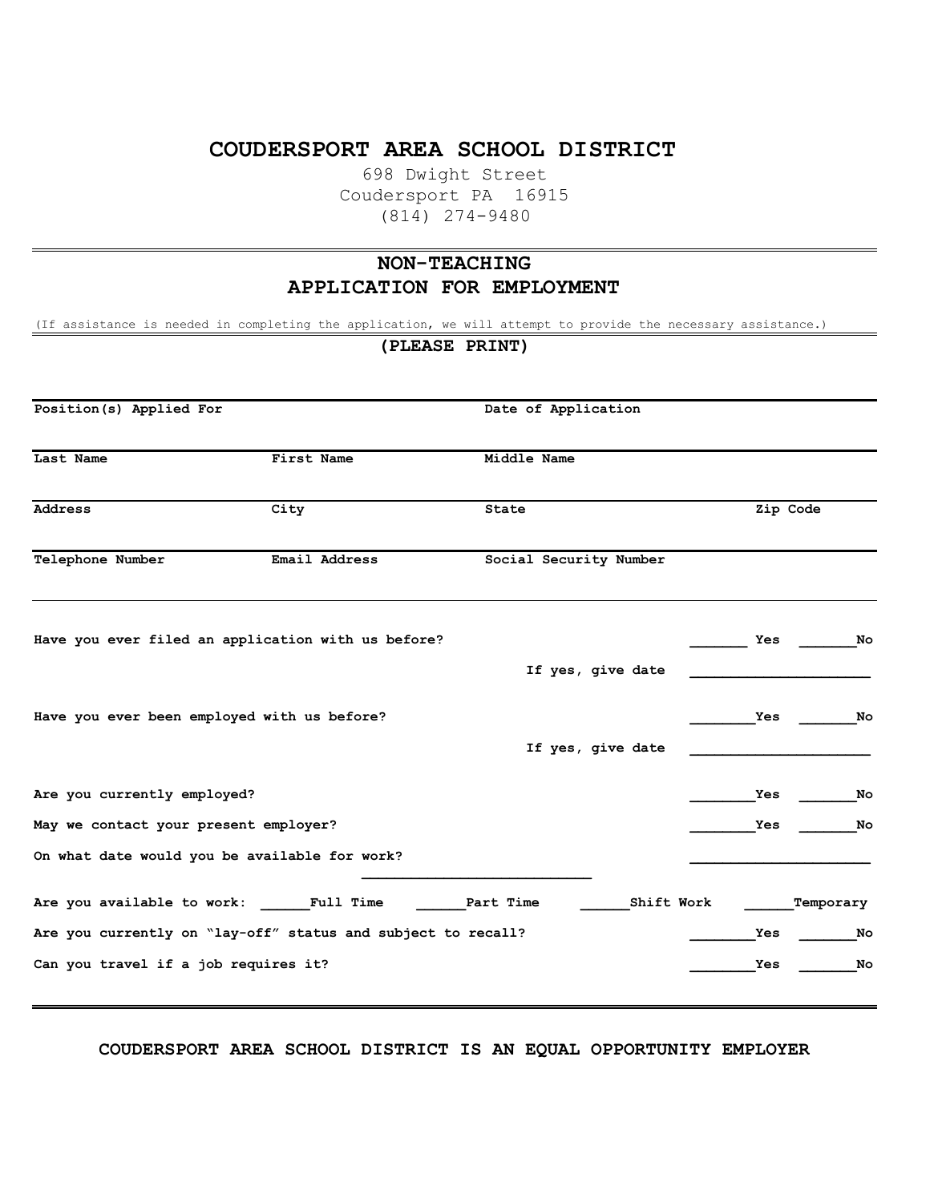# COUDERSPORT AREA SCHOOL DISTRICT

698 Dwight Street
Coudersport PA 16915
(814) 274-9480

## NON-TEACHING
## APPLICATION FOR EMPLOYMENT

(If assistance is needed in completing the application, we will attempt to provide the necessary assistance.)

**(PLEASE PRINT)**

| **Position(s) Applied For** | | **Date of Application** | |
|---|---|---|---|
| **Last Name** | **First Name** | **Middle Name** | |
| **Address** | **City** | **State** | **Zip Code** |
| **Telephone Number** | **Email Address** | **Social Security Number** | |

**Have you ever filed an application with us before?** _______ **Yes** _______ **No**

**If yes, give date** ______________________

**Have you ever been employed with us before?** ________ **Yes** _______ **No**

**If yes, give date** ______________________

**Are you currently employed?** ________ **Yes** _______ **No**

**May we contact your present employer?** ________ **Yes** _______ **No**

**On what date would you be available for work?** ______________________

**Are you available to work:** ______ **Full Time** ______ **Part Time** ______ **Shift Work** ______ **Temporary**

**Are you currently on "lay-off" status and subject to recall?** ________ **Yes** _______ **No**

**Can you travel if a job requires it?** ________ **Yes** _______ **No**

**COUDERSPORT AREA SCHOOL DISTRICT IS AN EQUAL OPPORTUNITY EMPLOYER**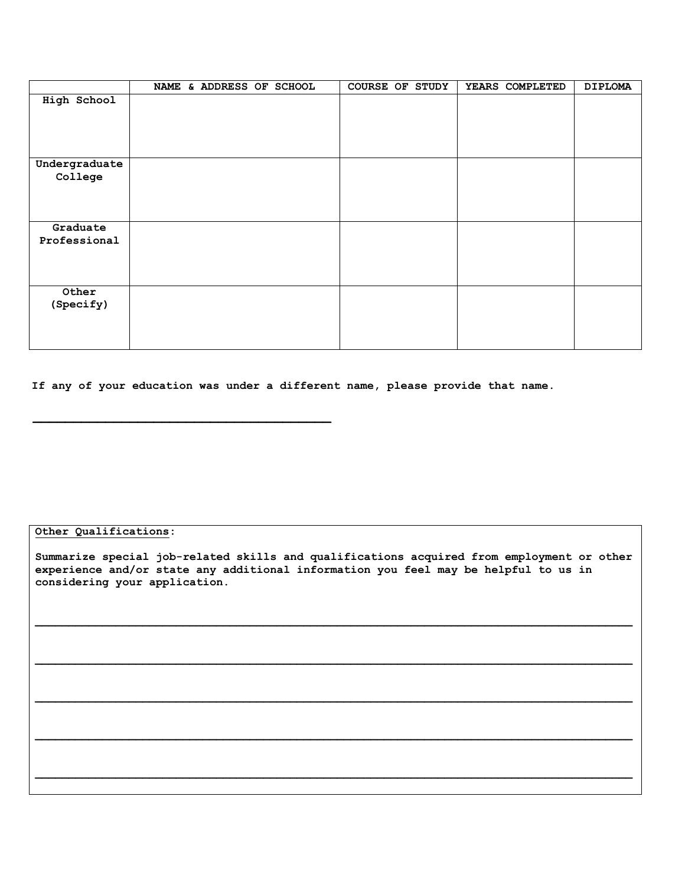| | NAME & ADDRESS OF SCHOOL | COURSE OF STUDY | YEARS COMPLETED | DIPLOMA |
|---|---|---|---|---|
| **High School** | | | | |
| **Undergraduate College** | | | | |
| **Graduate Professional** | | | | |
| **Other (Specify)** | | | | |

**If any of your education was under a different name, please provide that name.**

\_\_\_\_\_\_\_\_\_\_\_\_\_\_\_\_\_\_\_\_\_\_\_\_\_\_\_\_\_\_\_\_\_\_\_\_\_\_\_\_\_\_\_\_

**Other Qualifications:**

**Summarize special job-related skills and qualifications acquired from employment or other experience and/or state any additional information you feel may be helpful to us in considering your application.**

\_\_\_\_\_\_\_\_\_\_\_\_\_\_\_\_\_\_\_\_\_\_\_\_\_\_\_\_\_\_\_\_\_\_\_\_\_\_\_\_\_\_\_\_\_\_\_\_\_\_\_\_\_\_\_\_\_\_\_\_\_\_\_\_\_\_\_\_\_\_\_\_\_\_\_\_\_\_\_\_\_\_\_\_\_\_\_\_\_\_

\_\_\_\_\_\_\_\_\_\_\_\_\_\_\_\_\_\_\_\_\_\_\_\_\_\_\_\_\_\_\_\_\_\_\_\_\_\_\_\_\_\_\_\_\_\_\_\_\_\_\_\_\_\_\_\_\_\_\_\_\_\_\_\_\_\_\_\_\_\_\_\_\_\_\_\_\_\_\_\_\_\_\_\_\_\_\_\_\_\_

\_\_\_\_\_\_\_\_\_\_\_\_\_\_\_\_\_\_\_\_\_\_\_\_\_\_\_\_\_\_\_\_\_\_\_\_\_\_\_\_\_\_\_\_\_\_\_\_\_\_\_\_\_\_\_\_\_\_\_\_\_\_\_\_\_\_\_\_\_\_\_\_\_\_\_\_\_\_\_\_\_\_\_\_\_\_\_\_\_\_

\_\_\_\_\_\_\_\_\_\_\_\_\_\_\_\_\_\_\_\_\_\_\_\_\_\_\_\_\_\_\_\_\_\_\_\_\_\_\_\_\_\_\_\_\_\_\_\_\_\_\_\_\_\_\_\_\_\_\_\_\_\_\_\_\_\_\_\_\_\_\_\_\_\_\_\_\_\_\_\_\_\_\_\_\_\_\_\_\_\_

\_\_\_\_\_\_\_\_\_\_\_\_\_\_\_\_\_\_\_\_\_\_\_\_\_\_\_\_\_\_\_\_\_\_\_\_\_\_\_\_\_\_\_\_\_\_\_\_\_\_\_\_\_\_\_\_\_\_\_\_\_\_\_\_\_\_\_\_\_\_\_\_\_\_\_\_\_\_\_\_\_\_\_\_\_\_\_\_\_\_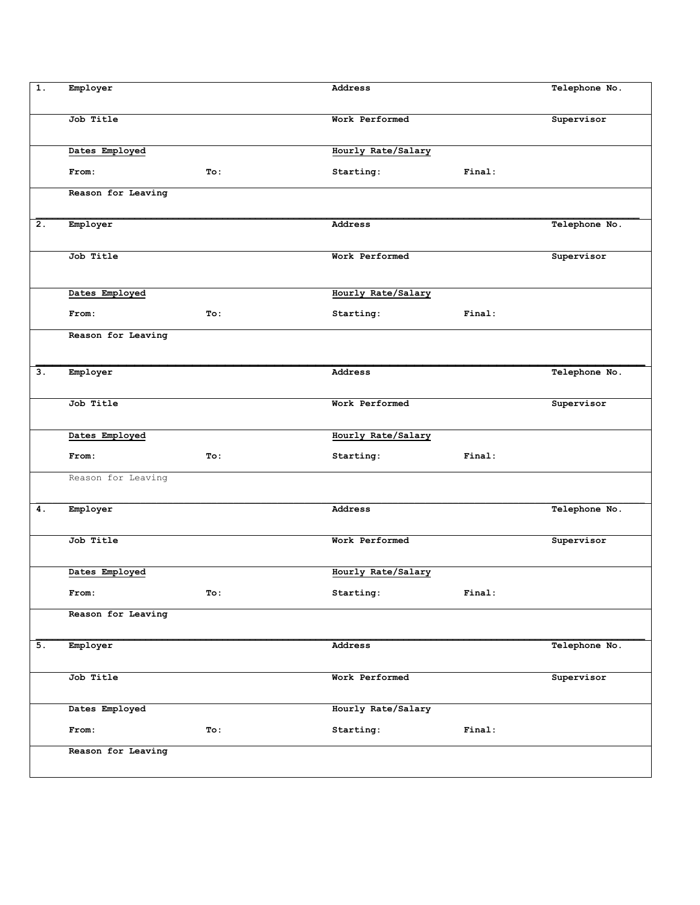| 1. | **Employer** | | **Address** | | **Telephone No.** |
|---|---|---|---|---|---|
| | **Job Title** | | **Work Performed** | | **Supervisor** |
| | **Dates Employed**<br>**From:** | **To:** | **Hourly Rate/Salary**<br>**Starting:** | **Final:** | |
| | **Reason for Leaving** | | | | |

| 2. | **Employer** | | **Address** | | **Telephone No.** |
|---|---|---|---|---|---|
| | **Job Title** | | **Work Performed** | | **Supervisor** |
| | **Dates Employed**<br>**From:** | **To:** | **Hourly Rate/Salary**<br>**Starting:** | **Final:** | |
| | **Reason for Leaving** | | | | |

| 3. | **Employer** | | **Address** | | **Telephone No.** |
|---|---|---|---|---|---|
| | **Job Title** | | **Work Performed** | | **Supervisor** |
| | **Dates Employed**<br>**From:** | **To:** | **Hourly Rate/Salary**<br>**Starting:** | **Final:** | |
| | Reason for Leaving | | | | |

| 4. | **Employer** | | **Address** | | **Telephone No.** |
|---|---|---|---|---|---|
| | **Job Title** | | **Work Performed** | | **Supervisor** |
| | **Dates Employed**<br>**From:** | **To:** | **Hourly Rate/Salary**<br>**Starting:** | **Final:** | |
| | **Reason for Leaving** | | | | |

| 5. | **Employer** | | **Address** | | **Telephone No.** |
|---|---|---|---|---|---|
| | **Job Title** | | **Work Performed** | | **Supervisor** |
| | **Dates Employed**<br>**From:** | **To:** | **Hourly Rate/Salary**<br>**Starting:** | **Final:** | |
| | **Reason for Leaving** | | | | |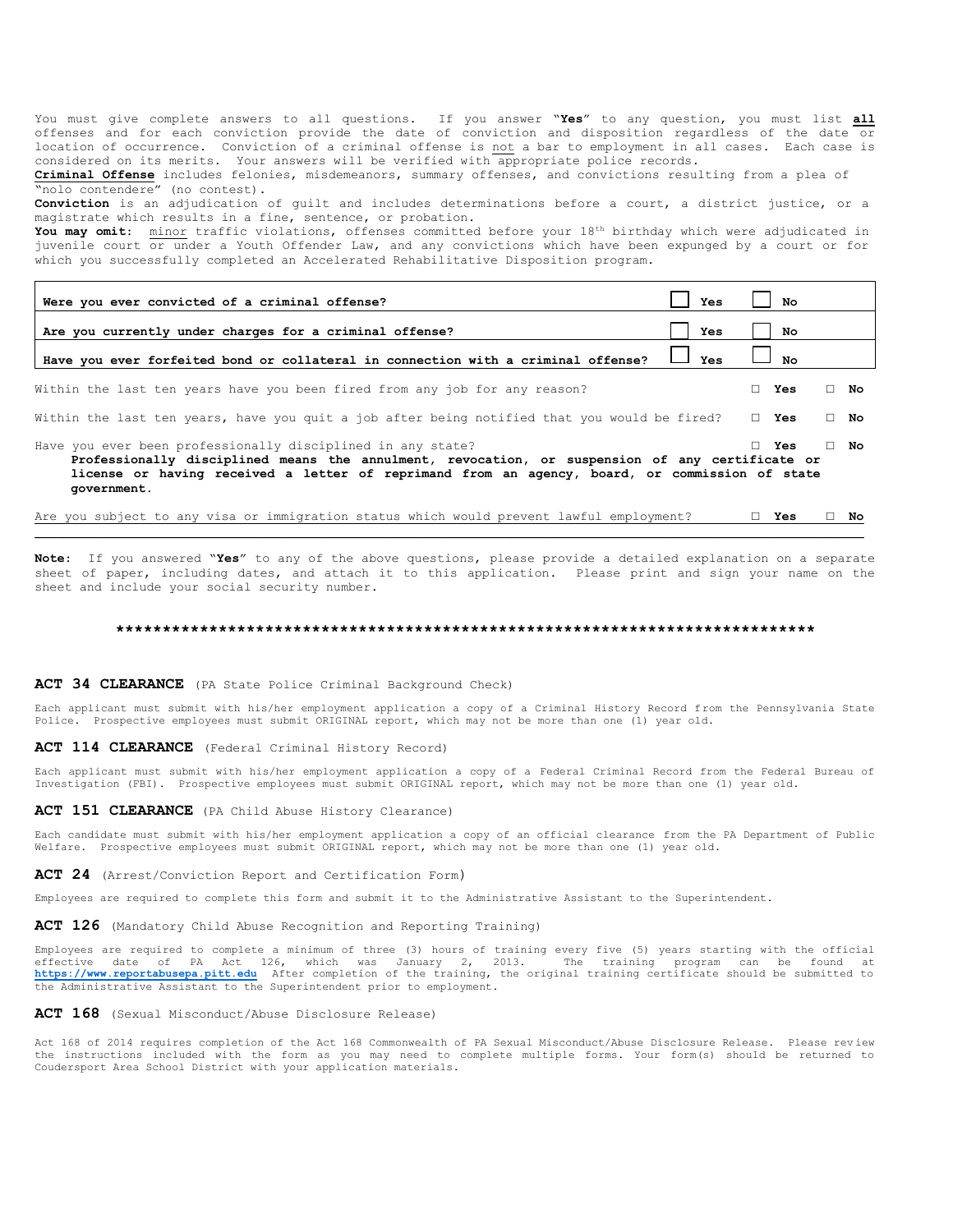You must give complete answers to all questions. If you answer "**Yes**" to any question, you must list **all** offenses and for each conviction provide the date of conviction and disposition regardless of the date or location of occurrence. Conviction of a criminal offense is not a bar to employment in all cases. Each case is considered on its merits. Your answers will be verified with appropriate police records.

**Criminal Offense** includes felonies, misdemeanors, summary offenses, and convictions resulting from a plea of "nolo contendere" (no contest).

**Conviction** is an adjudication of guilt and includes determinations before a court, a district justice, or a magistrate which results in a fine, sentence, or probation.

**You may omit:** minor traffic violations, offenses committed before your 18th birthday which were adjudicated in juvenile court or under a Youth Offender Law, and any convictions which have been expunged by a court or for which you successfully completed an Accelerated Rehabilitative Disposition program.

| Question | | |
|---|---|---|
| **Were you ever convicted of a criminal offense?** | ☐ **Yes** | ☐ **No** |
| **Are you currently under charges for a criminal offense?** | ☐ **Yes** | ☐ **No** |
| **Have you ever forfeited bond or collateral in connection with a criminal offense?** | ☐ **Yes** | ☐ **No** |

Within the last ten years have you been fired from any job for any reason? ☐ **Yes** ☐ **No**

Within the last ten years, have you quit a job after being notified that you would be fired? ☐ **Yes** ☐ **No**

Have you ever been professionally disciplined in any state? ☐ **Yes** ☐ **No**
**Professionally disciplined means the annulment, revocation, or suspension of any certificate or license or having received a letter of reprimand from an agency, board, or commission of state government.**

Are you subject to any visa or immigration status which would prevent lawful employment? ☐ **Yes** ☐ **No**

**Note:** If you answered "**Yes**" to any of the above questions, please provide a detailed explanation on a separate sheet of paper, including dates, and attach it to this application. Please print and sign your name on the sheet and include your social security number.

*******************************************************************************

**ACT 34 CLEARANCE** (PA State Police Criminal Background Check)

Each applicant must submit with his/her employment application a copy of a Criminal History Record from the Pennsylvania State Police. Prospective employees must submit ORIGINAL report, which may not be more than one (1) year old.

**ACT 114 CLEARANCE** (Federal Criminal History Record)

Each applicant must submit with his/her employment application a copy of a Federal Criminal Record from the Federal Bureau of Investigation (FBI). Prospective employees must submit ORIGINAL report, which may not be more than one (1) year old.

**ACT 151 CLEARANCE** (PA Child Abuse History Clearance)

Each candidate must submit with his/her employment application a copy of an official clearance from the PA Department of Public Welfare. Prospective employees must submit ORIGINAL report, which may not be more than one (1) year old.

**ACT 24** (Arrest/Conviction Report and Certification Form)

Employees are required to complete this form and submit it to the Administrative Assistant to the Superintendent.

**ACT 126** (Mandatory Child Abuse Recognition and Reporting Training)

Employees are required to complete a minimum of three (3) hours of training every five (5) years starting with the official effective date of PA Act 126, which was January 2, 2013. The training program can be found at **https://www.reportabusepa.pitt.edu** After completion of the training, the original training certificate should be submitted to the Administrative Assistant to the Superintendent prior to employment.

**ACT 168** (Sexual Misconduct/Abuse Disclosure Release)

Act 168 of 2014 requires completion of the Act 168 Commonwealth of PA Sexual Misconduct/Abuse Disclosure Release. Please review the instructions included with the form as you may need to complete multiple forms. Your form(s) should be returned to Coudersport Area School District with your application materials.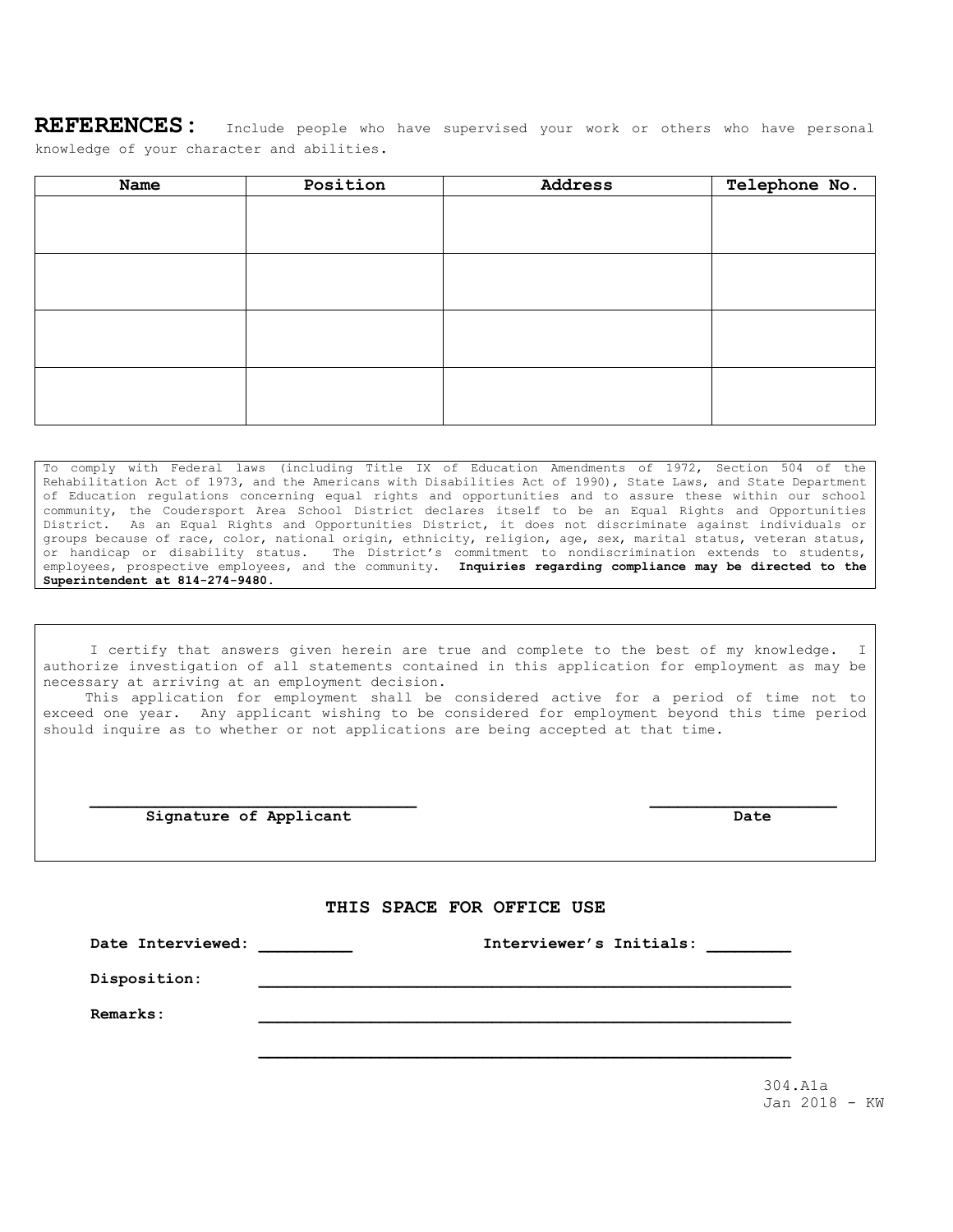**REFERENCES:** Include people who have supervised your work or others who have personal knowledge of your character and abilities.

| Name | Position | Address | Telephone No. |
|---|---|---|---|
| | | | |
| | | | |
| | | | |
| | | | |

To comply with Federal laws (including Title IX of Education Amendments of 1972, Section 504 of the Rehabilitation Act of 1973, and the Americans with Disabilities Act of 1990), State Laws, and State Department of Education regulations concerning equal rights and opportunities and to assure these within our school community, the Coudersport Area School District declares itself to be an Equal Rights and Opportunities District. As an Equal Rights and Opportunities District, it does not discriminate against individuals or groups because of race, color, national origin, ethnicity, religion, age, sex, marital status, veteran status, or handicap or disability status. The District's commitment to nondiscrimination extends to students, employees, prospective employees, and the community. **Inquiries regarding compliance may be directed to the Superintendent at 814-274-9480.**

I certify that answers given herein are true and complete to the best of my knowledge. I authorize investigation of all statements contained in this application for employment as may be necessary at arriving at an employment decision.

This application for employment shall be considered active for a period of time not to exceed one year. Any applicant wishing to be considered for employment beyond this time period should inquire as to whether or not applications are being accepted at that time.

\_\_\_\_\_\_\_\_\_\_\_\_\_\_\_\_\_\_\_\_\_\_\_\_\_\_\_\_\_\_\_\_\_ \_\_\_\_\_\_\_\_\_\_\_\_\_\_\_\_\_\_\_\_
**Signature of Applicant** **Date**

**THIS SPACE FOR OFFICE USE**

**Date Interviewed:** \_\_\_\_\_\_\_\_\_\_ **Interviewer's Initials:** \_\_\_\_\_\_\_\_\_

**Disposition:** \_\_\_\_\_\_\_\_\_\_\_\_\_\_\_\_\_\_\_\_\_\_\_\_\_\_\_\_\_\_\_\_\_\_\_\_\_\_\_\_\_\_\_\_\_\_\_\_\_\_\_\_

**Remarks:** \_\_\_\_\_\_\_\_\_\_\_\_\_\_\_\_\_\_\_\_\_\_\_\_\_\_\_\_\_\_\_\_\_\_\_\_\_\_\_\_\_\_\_\_\_\_\_\_\_\_\_\_

\_\_\_\_\_\_\_\_\_\_\_\_\_\_\_\_\_\_\_\_\_\_\_\_\_\_\_\_\_\_\_\_\_\_\_\_\_\_\_\_\_\_\_\_\_\_\_\_\_\_\_\_

304.A1a
Jan 2018 - KW